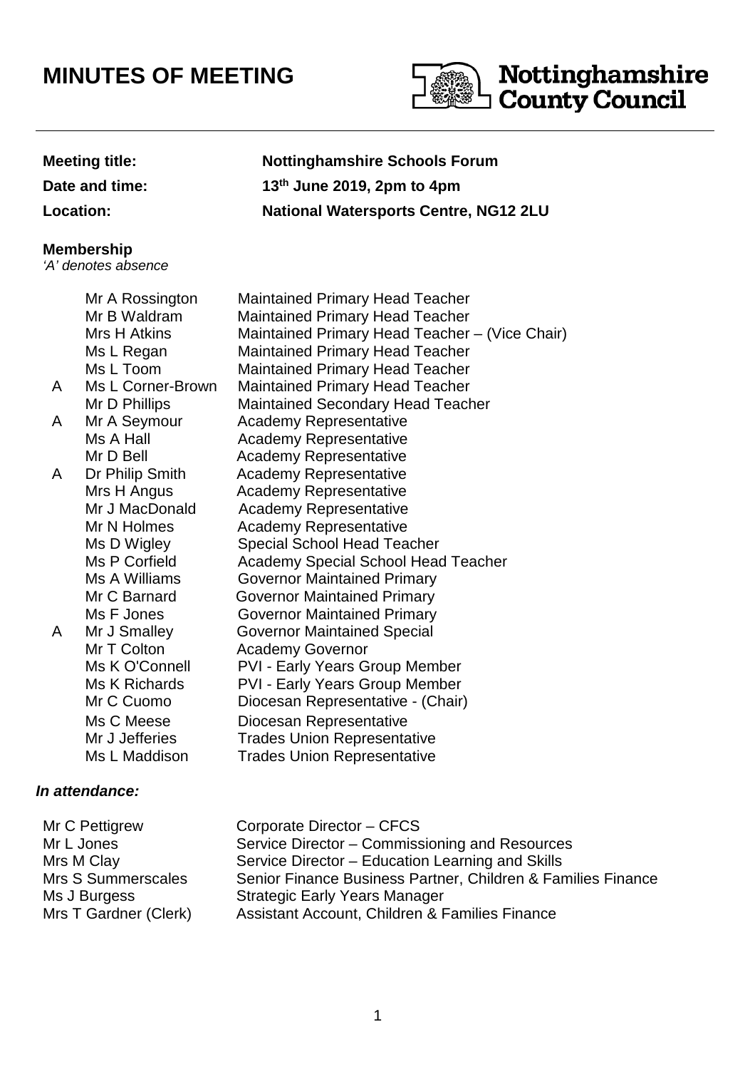# MINUTES OF MEETING

Nottinghamshire County Council

| | |
|---|---|
| **Meeting title:** | **Nottinghamshire Schools Forum** |
| **Date and time:** | **13th June 2019, 2pm to 4pm** |
| **Location:** | **National Watersports Centre, NG12 2LU** |

**Membership**
*'A' denotes absence*

| | | |
|---|---|---|
| | Mr A Rossington | Maintained Primary Head Teacher |
| | Mr B Waldram | Maintained Primary Head Teacher |
| | Mrs H Atkins | Maintained Primary Head Teacher – (Vice Chair) |
| | Ms L Regan | Maintained Primary Head Teacher |
| | Ms L Toom | Maintained Primary Head Teacher |
| A | Ms L Corner-Brown | Maintained Primary Head Teacher |
| | Mr D Phillips | Maintained Secondary Head Teacher |
| A | Mr A Seymour | Academy Representative |
| | Ms A Hall | Academy Representative |
| | Mr D Bell | Academy Representative |
| A | Dr Philip Smith | Academy Representative |
| | Mrs H Angus | Academy Representative |
| | Mr J MacDonald | Academy Representative |
| | Mr N Holmes | Academy Representative |
| | Ms D Wigley | Special School Head Teacher |
| | Ms P Corfield | Academy Special School Head Teacher |
| | Ms A Williams | Governor Maintained Primary |
| | Mr C Barnard | Governor Maintained Primary |
| | Ms F Jones | Governor Maintained Primary |
| A | Mr J Smalley | Governor Maintained Special |
| | Mr T Colton | Academy Governor |
| | Ms K O'Connell | PVI - Early Years Group Member |
| | Ms K Richards | PVI - Early Years Group Member |
| | Mr C Cuomo | Diocesan Representative - (Chair) |
| | Ms C Meese | Diocesan Representative |
| | Mr J Jefferies | Trades Union Representative |
| | Ms L Maddison | Trades Union Representative |

***In attendance:***

| | |
|---|---|
| Mr C Pettigrew | Corporate Director – CFCS |
| Mr L Jones | Service Director – Commissioning and Resources |
| Mrs M Clay | Service Director – Education Learning and Skills |
| Mrs S Summerscales | Senior Finance Business Partner, Children & Families Finance |
| Ms J Burgess | Strategic Early Years Manager |
| Mrs T Gardner (Clerk) | Assistant Account, Children & Families Finance |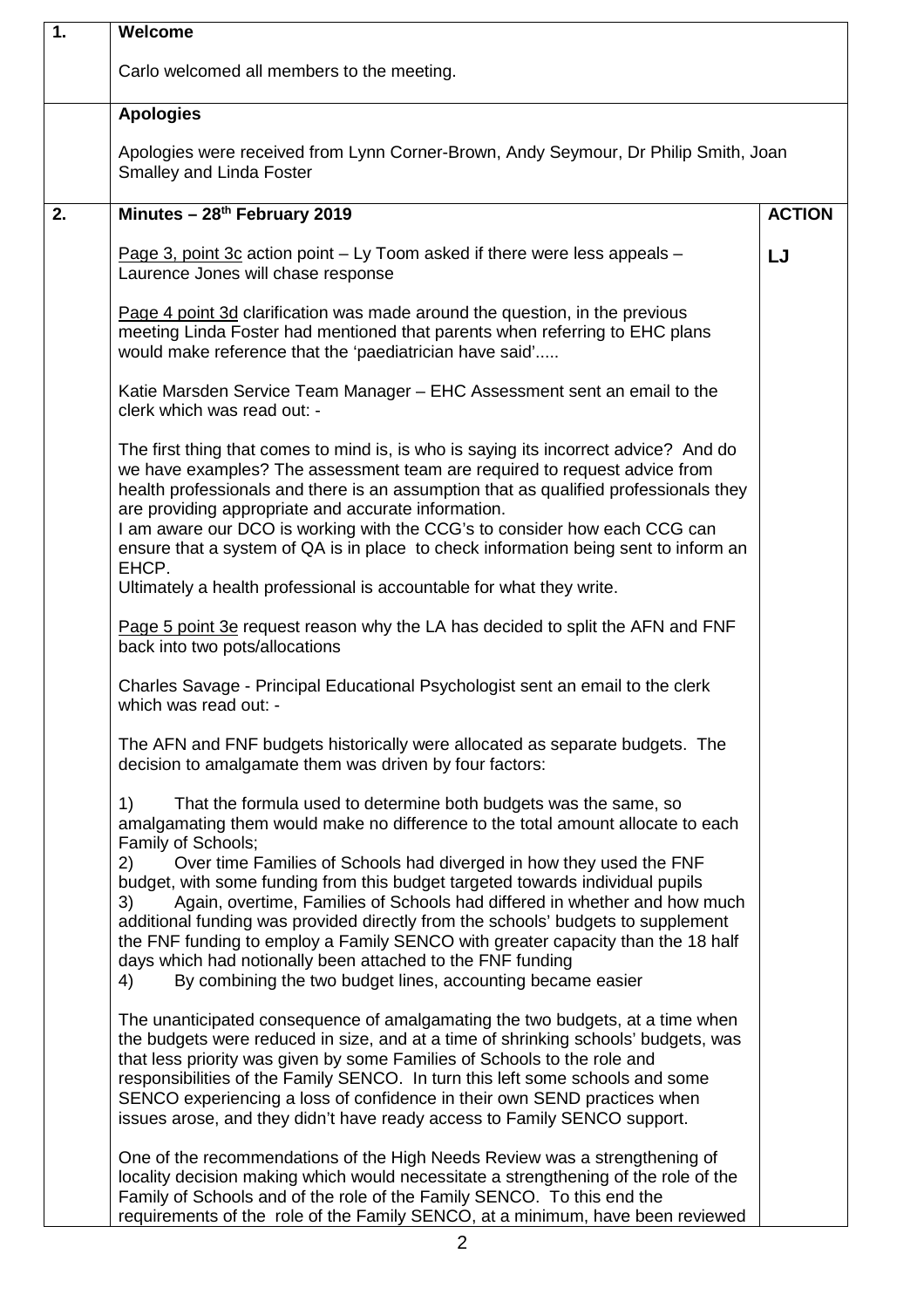| | | |
|---|---|---|
| **1.** | **Welcome**<br><br>Carlo welcomed all members to the meeting. | |
| | **Apologies**<br><br>Apologies were received from Lynn Corner-Brown, Andy Seymour, Dr Philip Smith, Joan Smalley and Linda Foster | |
| **2.** | **Minutes – 28th February 2019** | **ACTION** |
| | Page 3, point 3c action point – Ly Toom asked if there were less appeals – Laurence Jones will chase response | **LJ** |
| | Page 4 point 3d clarification was made around the question, in the previous meeting Linda Foster had mentioned that parents when referring to EHC plans would make reference that the 'paediatrician have said'.....<br><br>Katie Marsden Service Team Manager – EHC Assessment sent an email to the clerk which was read out: -<br><br>The first thing that comes to mind is, is who is saying its incorrect advice? And do we have examples? The assessment team are required to request advice from health professionals and there is an assumption that as qualified professionals they are providing appropriate and accurate information.<br>I am aware our DCO is working with the CCG's to consider how each CCG can ensure that a system of QA is in place to check information being sent to inform an EHCP.<br>Ultimately a health professional is accountable for what they write.<br><br>Page 5 point 3e request reason why the LA has decided to split the AFN and FNF back into two pots/allocations<br><br>Charles Savage - Principal Educational Psychologist sent an email to the clerk which was read out: -<br><br>The AFN and FNF budgets historically were allocated as separate budgets. The decision to amalgamate them was driven by four factors:<br><br>1) That the formula used to determine both budgets was the same, so amalgamating them would make no difference to the total amount allocate to each Family of Schools;<br>2) Over time Families of Schools had diverged in how they used the FNF budget, with some funding from this budget targeted towards individual pupils<br>3) Again, overtime, Families of Schools had differed in whether and how much additional funding was provided directly from the schools' budgets to supplement the FNF funding to employ a Family SENCO with greater capacity than the 18 half days which had notionally been attached to the FNF funding<br>4) By combining the two budget lines, accounting became easier<br><br>The unanticipated consequence of amalgamating the two budgets, at a time when the budgets were reduced in size, and at a time of shrinking schools' budgets, was that less priority was given by some Families of Schools to the role and responsibilities of the Family SENCO. In turn this left some schools and some SENCO experiencing a loss of confidence in their own SEND practices when issues arose, and they didn't have ready access to Family SENCO support.<br><br>One of the recommendations of the High Needs Review was a strengthening of locality decision making which would necessitate a strengthening of the role of the Family of Schools and of the role of the Family SENCO. To this end the requirements of the role of the Family SENCO, at a minimum, have been reviewed | |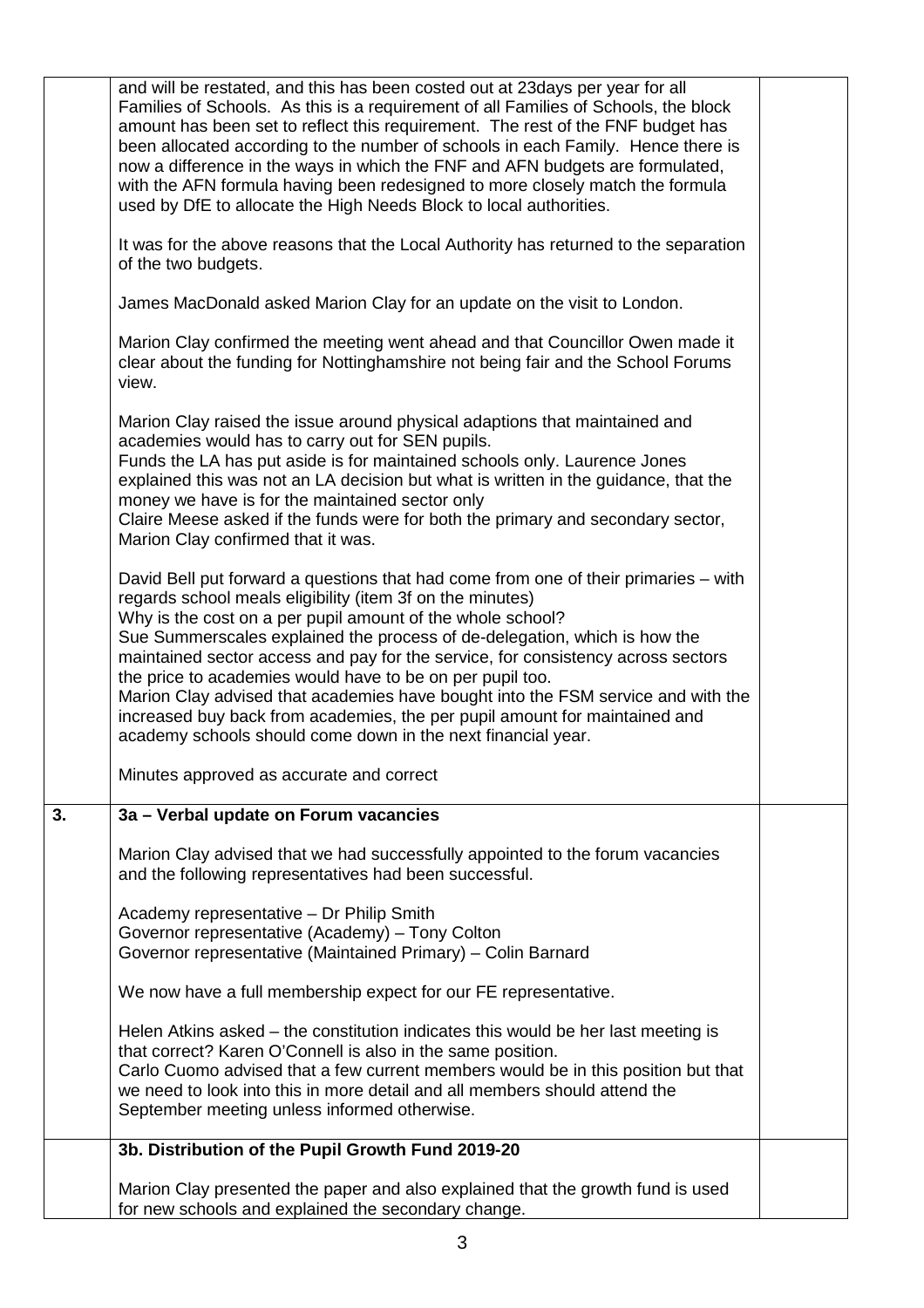| | | |
|---|---|---|
| | and will be restated, and this has been costed out at 23days per year for all Families of Schools. As this is a requirement of all Families of Schools, the block amount has been set to reflect this requirement. The rest of the FNF budget has been allocated according to the number of schools in each Family. Hence there is now a difference in the ways in which the FNF and AFN budgets are formulated, with the AFN formula having been redesigned to more closely match the formula used by DfE to allocate the High Needs Block to local authorities.<br><br>It was for the above reasons that the Local Authority has returned to the separation of the two budgets.<br><br>James MacDonald asked Marion Clay for an update on the visit to London.<br><br>Marion Clay confirmed the meeting went ahead and that Councillor Owen made it clear about the funding for Nottinghamshire not being fair and the School Forums view.<br><br>Marion Clay raised the issue around physical adaptions that maintained and academies would has to carry out for SEN pupils.<br>Funds the LA has put aside is for maintained schools only. Laurence Jones explained this was not an LA decision but what is written in the guidance, that the money we have is for the maintained sector only<br>Claire Meese asked if the funds were for both the primary and secondary sector, Marion Clay confirmed that it was.<br><br>David Bell put forward a questions that had come from one of their primaries – with regards school meals eligibility (item 3f on the minutes)<br>Why is the cost on a per pupil amount of the whole school?<br>Sue Summerscales explained the process of de-delegation, which is how the maintained sector access and pay for the service, for consistency across sectors the price to academies would have to be on per pupil too.<br>Marion Clay advised that academies have bought into the FSM service and with the increased buy back from academies, the per pupil amount for maintained and academy schools should come down in the next financial year.<br><br>Minutes approved as accurate and correct | |
| **3.** | **3a – Verbal update on Forum vacancies**<br><br>Marion Clay advised that we had successfully appointed to the forum vacancies and the following representatives had been successful.<br><br>Academy representative – Dr Philip Smith<br>Governor representative (Academy) – Tony Colton<br>Governor representative (Maintained Primary) – Colin Barnard<br><br>We now have a full membership expect for our FE representative.<br><br>Helen Atkins asked – the constitution indicates this would be her last meeting is that correct? Karen O'Connell is also in the same position.<br>Carlo Cuomo advised that a few current members would be in this position but that we need to look into this in more detail and all members should attend the September meeting unless informed otherwise. | |
| | **3b. Distribution of the Pupil Growth Fund 2019-20**<br><br>Marion Clay presented the paper and also explained that the growth fund is used for new schools and explained the secondary change. | |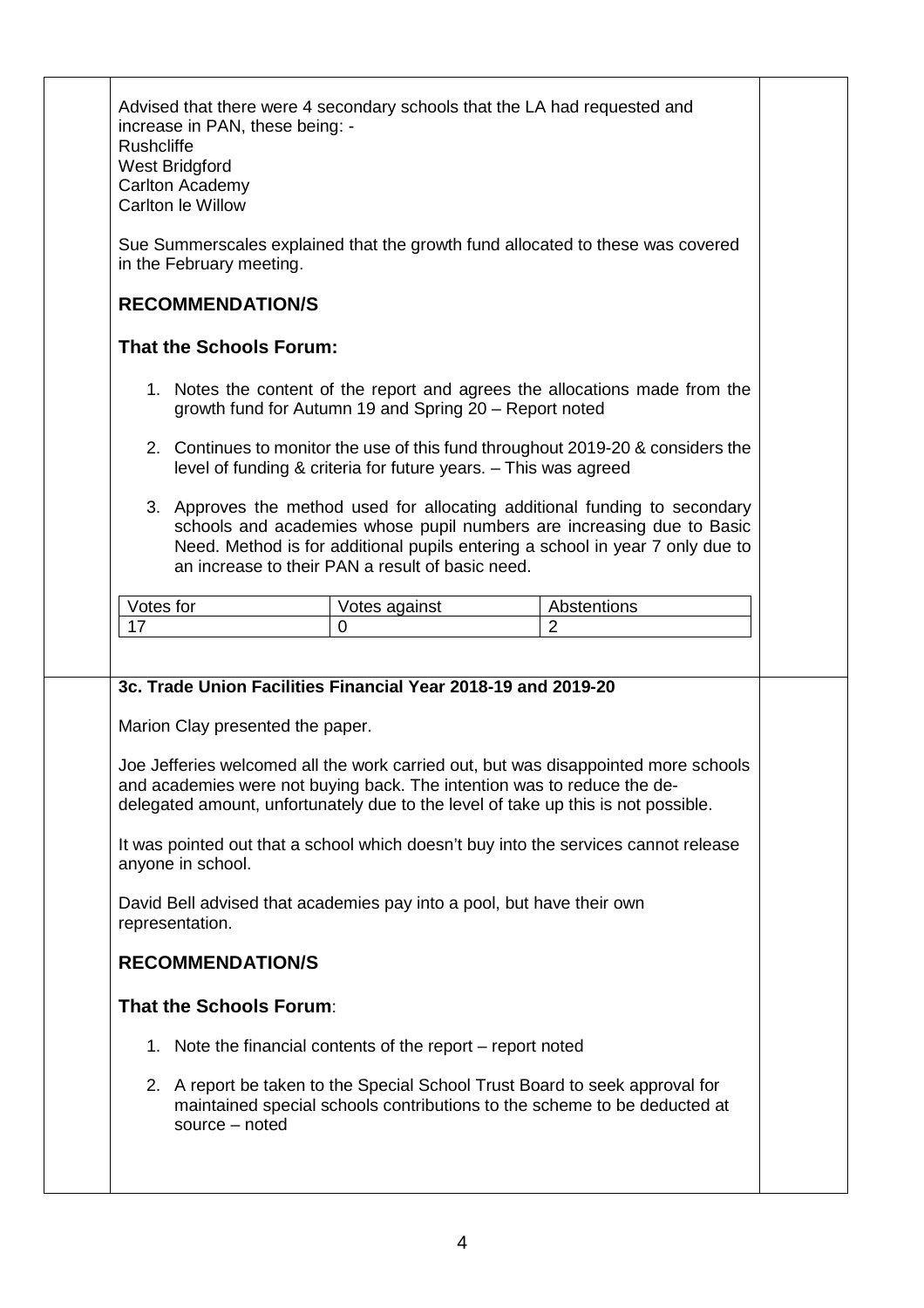Advised that there were 4 secondary schools that the LA had requested and increase in PAN, these being: -
Rushcliffe
West Bridgford
Carlton Academy
Carlton le Willow

Sue Summerscales explained that the growth fund allocated to these was covered in the February meeting.

### RECOMMENDATION/S

### That the Schools Forum:

1. Notes the content of the report and agrees the allocations made from the growth fund for Autumn 19 and Spring 20 – Report noted

2. Continues to monitor the use of this fund throughout 2019-20 & considers the level of funding & criteria for future years. – This was agreed

3. Approves the method used for allocating additional funding to secondary schools and academies whose pupil numbers are increasing due to Basic Need. Method is for additional pupils entering a school in year 7 only due to an increase to their PAN a result of basic need.

| Votes for | Votes against | Abstentions |
|---|---|---|
| 17 | 0 | 2 |

**3c. Trade Union Facilities Financial Year 2018-19 and 2019-20**

Marion Clay presented the paper.

Joe Jefferies welcomed all the work carried out, but was disappointed more schools and academies were not buying back. The intention was to reduce the de-delegated amount, unfortunately due to the level of take up this is not possible.

It was pointed out that a school which doesn't buy into the services cannot release anyone in school.

David Bell advised that academies pay into a pool, but have their own representation.

### RECOMMENDATION/S

### That the Schools Forum:

1. Note the financial contents of the report – report noted

2. A report be taken to the Special School Trust Board to seek approval for maintained special schools contributions to the scheme to be deducted at source – noted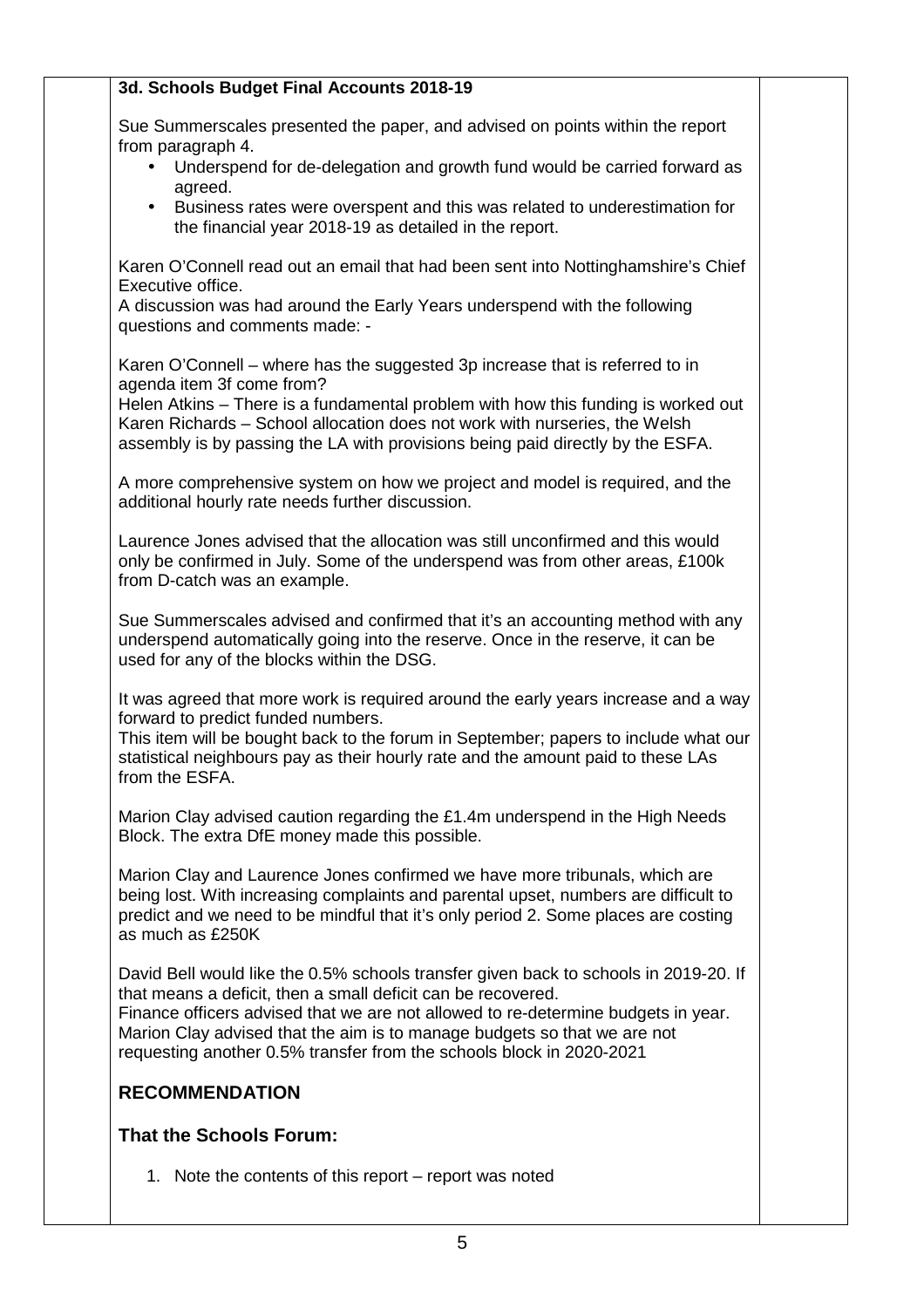### 3d. Schools Budget Final Accounts 2018-19

Sue Summerscales presented the paper, and advised on points within the report from paragraph 4.

- Underspend for de-delegation and growth fund would be carried forward as agreed.
- Business rates were overspent and this was related to underestimation for the financial year 2018-19 as detailed in the report.

Karen O'Connell read out an email that had been sent into Nottinghamshire's Chief Executive office.
A discussion was had around the Early Years underspend with the following questions and comments made: -

Karen O'Connell – where has the suggested 3p increase that is referred to in agenda item 3f come from?
Helen Atkins – There is a fundamental problem with how this funding is worked out
Karen Richards – School allocation does not work with nurseries, the Welsh assembly is by passing the LA with provisions being paid directly by the ESFA.

A more comprehensive system on how we project and model is required, and the additional hourly rate needs further discussion.

Laurence Jones advised that the allocation was still unconfirmed and this would only be confirmed in July. Some of the underspend was from other areas, £100k from D-catch was an example.

Sue Summerscales advised and confirmed that it's an accounting method with any underspend automatically going into the reserve. Once in the reserve, it can be used for any of the blocks within the DSG.

It was agreed that more work is required around the early years increase and a way forward to predict funded numbers.
This item will be bought back to the forum in September; papers to include what our statistical neighbours pay as their hourly rate and the amount paid to these LAs from the ESFA.

Marion Clay advised caution regarding the £1.4m underspend in the High Needs Block. The extra DfE money made this possible.

Marion Clay and Laurence Jones confirmed we have more tribunals, which are being lost. With increasing complaints and parental upset, numbers are difficult to predict and we need to be mindful that it's only period 2. Some places are costing as much as £250K

David Bell would like the 0.5% schools transfer given back to schools in 2019-20. If that means a deficit, then a small deficit can be recovered.
Finance officers advised that we are not allowed to re-determine budgets in year.
Marion Clay advised that the aim is to manage budgets so that we are not requesting another 0.5% transfer from the schools block in 2020-2021

## RECOMMENDATION

## That the Schools Forum:

1. Note the contents of this report – report was noted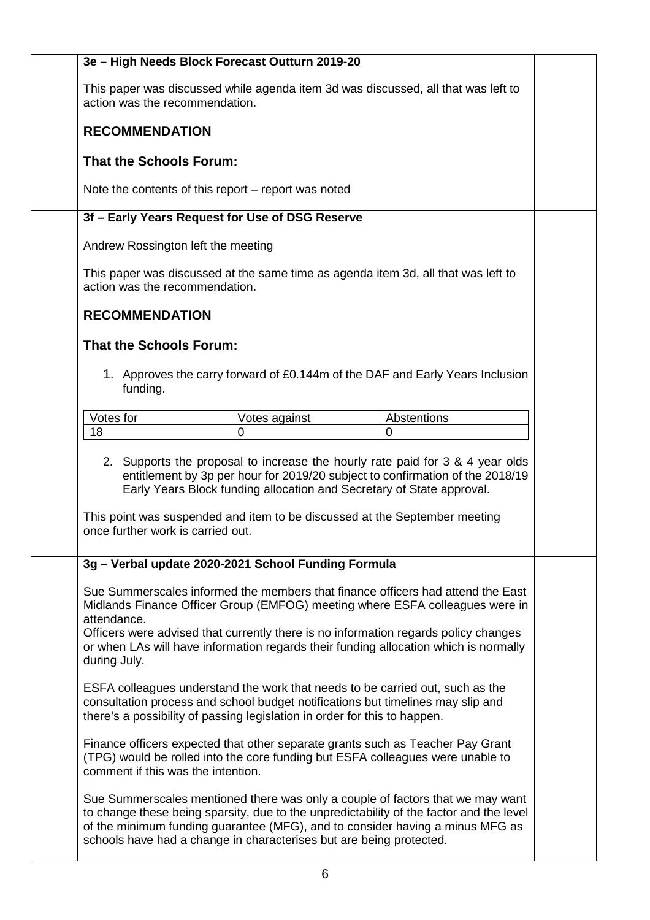### 3e – High Needs Block Forecast Outturn 2019-20

This paper was discussed while agenda item 3d was discussed, all that was left to action was the recommendation.

## RECOMMENDATION

### That the Schools Forum:

Note the contents of this report – report was noted

### 3f – Early Years Request for Use of DSG Reserve

Andrew Rossington left the meeting

This paper was discussed at the same time as agenda item 3d, all that was left to action was the recommendation.

## RECOMMENDATION

### That the Schools Forum:

1. Approves the carry forward of £0.144m of the DAF and Early Years Inclusion funding.

| Votes for | Votes against | Abstentions |
|---|---|---|
| 18 | 0 | 0 |

2. Supports the proposal to increase the hourly rate paid for 3 & 4 year olds entitlement by 3p per hour for 2019/20 subject to confirmation of the 2018/19 Early Years Block funding allocation and Secretary of State approval.

This point was suspended and item to be discussed at the September meeting once further work is carried out.

### 3g – Verbal update 2020-2021 School Funding Formula

Sue Summerscales informed the members that finance officers had attend the East Midlands Finance Officer Group (EMFOG) meeting where ESFA colleagues were in attendance.
Officers were advised that currently there is no information regards policy changes or when LAs will have information regards their funding allocation which is normally during July.

ESFA colleagues understand the work that needs to be carried out, such as the consultation process and school budget notifications but timelines may slip and there's a possibility of passing legislation in order for this to happen.

Finance officers expected that other separate grants such as Teacher Pay Grant (TPG) would be rolled into the core funding but ESFA colleagues were unable to comment if this was the intention.

Sue Summerscales mentioned there was only a couple of factors that we may want to change these being sparsity, due to the unpredictability of the factor and the level of the minimum funding guarantee (MFG), and to consider having a minus MFG as schools have had a change in characterises but are being protected.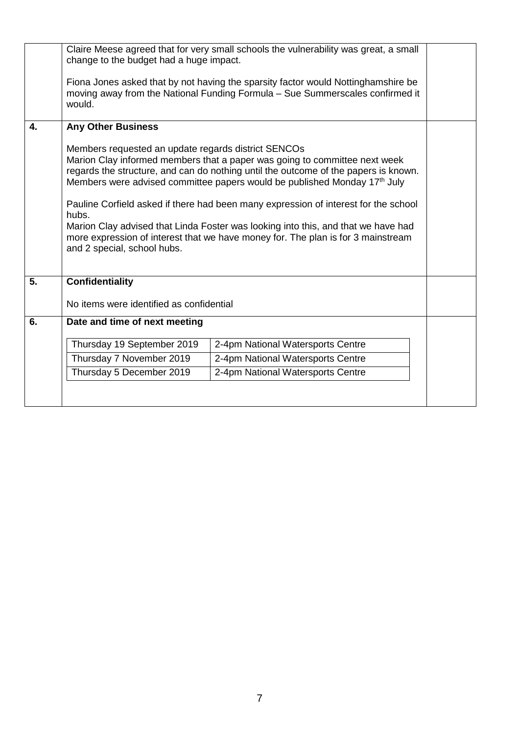Claire Meese agreed that for very small schools the vulnerability was great, a small change to the budget had a huge impact.

Fiona Jones asked that by not having the sparsity factor would Nottinghamshire be moving away from the National Funding Formula – Sue Summerscales confirmed it would.

**4. Any Other Business**

Members requested an update regards district SENCOs
Marion Clay informed members that a paper was going to committee next week regards the structure, and can do nothing until the outcome of the papers is known. Members were advised committee papers would be published Monday 17th July

Pauline Corfield asked if there had been many expression of interest for the school hubs.
Marion Clay advised that Linda Foster was looking into this, and that we have had more expression of interest that we have money for. The plan is for 3 mainstream and 2 special, school hubs.

**5. Confidentiality**

No items were identified as confidential

**6. Date and time of next meeting**

| | |
|---|---|
| Thursday 19 September 2019 | 2-4pm National Watersports Centre |
| Thursday 7 November 2019 | 2-4pm National Watersports Centre |
| Thursday 5 December 2019 | 2-4pm National Watersports Centre |